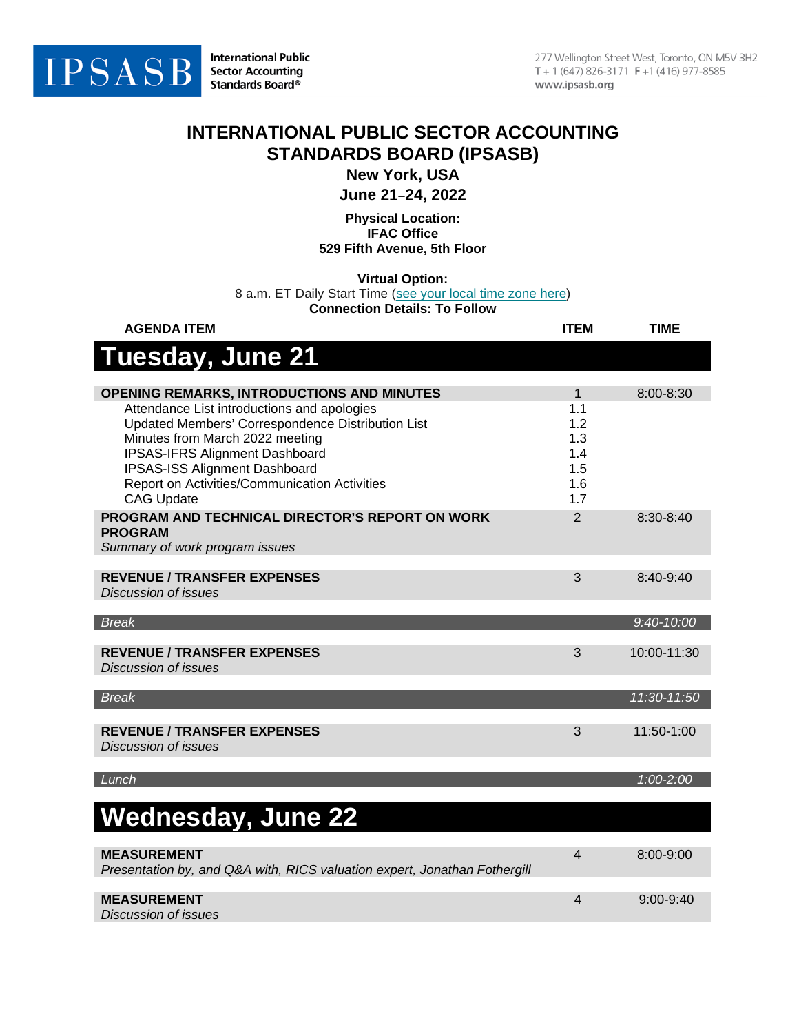IPSASB International Public Sector Accounting Standards Board®

277 Wellington Street West, Toronto, ON M5V 3H2
T + 1 (647) 826-3171 F +1 (416) 977-8585
www.ipsasb.org

# INTERNATIONAL PUBLIC SECTOR ACCOUNTING STANDARDS BOARD (IPSASB)

**New York, USA**

**June 21–24, 2022**

**Physical Location:**
**IFAC Office**
**529 Fifth Avenue, 5th Floor**

**Virtual Option:**
8 a.m. ET Daily Start Time (see your local time zone here)
**Connection Details: To Follow**

| AGENDA ITEM | ITEM | TIME |
|---|---|---|
| **Tuesday, June 21** | | |
| **OPENING REMARKS, INTRODUCTIONS AND MINUTES** | 1 | 8:00-8:30 |
| Attendance List introductions and apologies | 1.1 | |
| Updated Members' Correspondence Distribution List | 1.2 | |
| Minutes from March 2022 meeting | 1.3 | |
| IPSAS-IFRS Alignment Dashboard | 1.4 | |
| IPSAS-ISS Alignment Dashboard | 1.5 | |
| Report on Activities/Communication Activities | 1.6 | |
| CAG Update | 1.7 | |
| **PROGRAM AND TECHNICAL DIRECTOR'S REPORT ON WORK PROGRAM** *Summary of work program issues* | 2 | 8:30-8:40 |
| **REVENUE / TRANSFER EXPENSES** *Discussion of issues* | 3 | 8:40-9:40 |
| *Break* | | *9:40-10:00* |
| **REVENUE / TRANSFER EXPENSES** *Discussion of issues* | 3 | 10:00-11:30 |
| *Break* | | *11:30-11:50* |
| **REVENUE / TRANSFER EXPENSES** *Discussion of issues* | 3 | 11:50-1:00 |
| *Lunch* | | *1:00-2:00* |
| **Wednesday, June 22** | | |
| **MEASUREMENT** *Presentation by, and Q&A with, RICS valuation expert, Jonathan Fothergill* | 4 | 8:00-9:00 |
| **MEASUREMENT** *Discussion of issues* | 4 | 9:00-9:40 |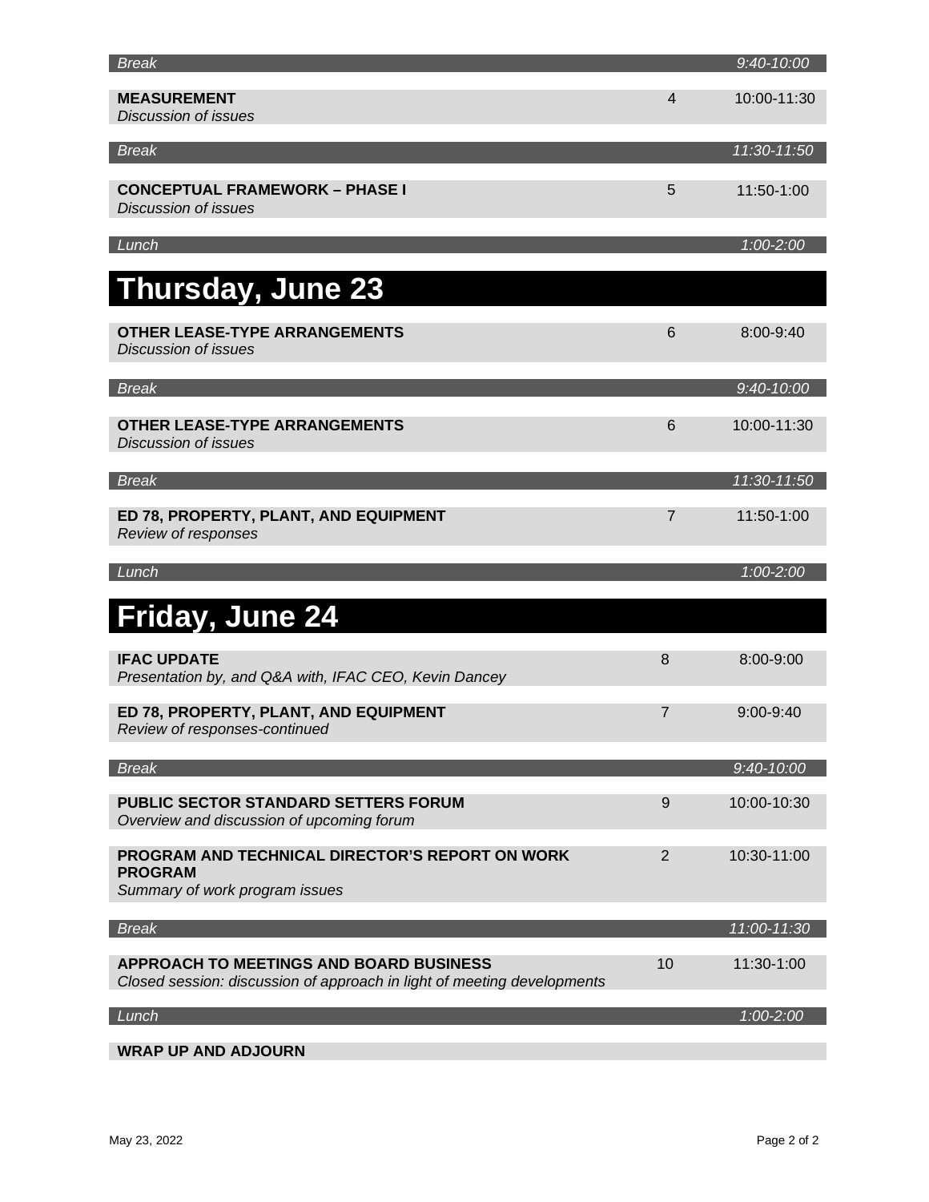| | | |
|---|---|---|
| *Break* | | *9:40-10:00* |
| **MEASUREMENT**<br>*Discussion of issues* | 4 | 10:00-11:30 |
| *Break* | | *11:30-11:50* |
| **CONCEPTUAL FRAMEWORK – PHASE I**<br>*Discussion of issues* | 5 | 11:50-1:00 |
| *Lunch* | | *1:00-2:00* |

# Thursday, June 23

| | | |
|---|---|---|
| **OTHER LEASE-TYPE ARRANGEMENTS**<br>*Discussion of issues* | 6 | 8:00-9:40 |
| *Break* | | *9:40-10:00* |
| **OTHER LEASE-TYPE ARRANGEMENTS**<br>*Discussion of issues* | 6 | 10:00-11:30 |
| *Break* | | *11:30-11:50* |
| **ED 78, PROPERTY, PLANT, AND EQUIPMENT**<br>*Review of responses* | 7 | 11:50-1:00 |
| *Lunch* | | *1:00-2:00* |

# Friday, June 24

| | | |
|---|---|---|
| **IFAC UPDATE**<br>*Presentation by, and Q&A with, IFAC CEO, Kevin Dancey* | 8 | 8:00-9:00 |
| **ED 78, PROPERTY, PLANT, AND EQUIPMENT**<br>*Review of responses-continued* | 7 | 9:00-9:40 |
| *Break* | | *9:40-10:00* |
| **PUBLIC SECTOR STANDARD SETTERS FORUM**<br>*Overview and discussion of upcoming forum* | 9 | 10:00-10:30 |
| **PROGRAM AND TECHNICAL DIRECTOR'S REPORT ON WORK PROGRAM**<br>*Summary of work program issues* | 2 | 10:30-11:00 |
| *Break* | | *11:00-11:30* |
| **APPROACH TO MEETINGS AND BOARD BUSINESS**<br>*Closed session: discussion of approach in light of meeting developments* | 10 | 11:30-1:00 |
| *Lunch* | | *1:00-2:00* |
| **WRAP UP AND ADJOURN** | | |

May 23, 2022